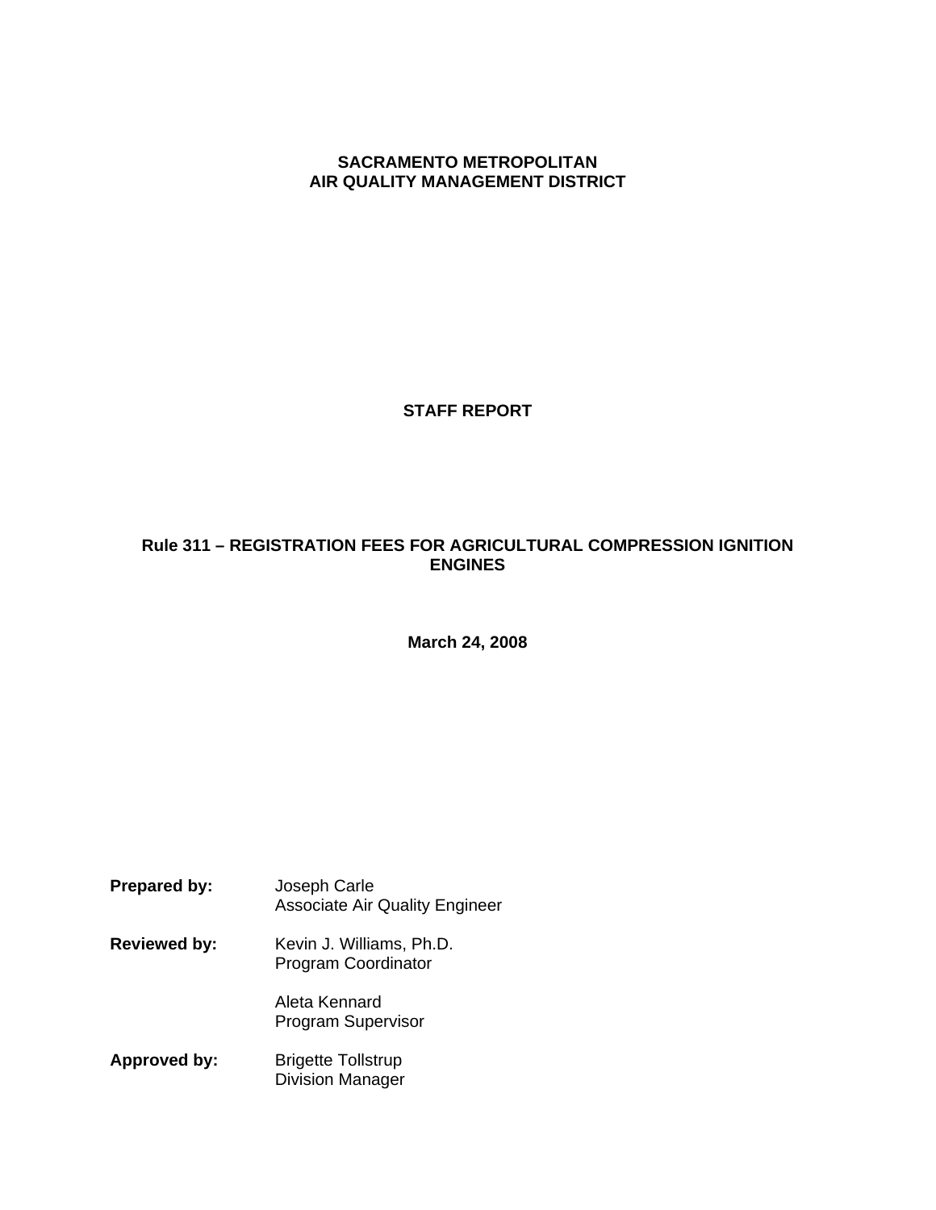# SACRAMENTO METROPOLITAN AIR QUALITY MANAGEMENT DISTRICT

## STAFF REPORT

## Rule 311 – REGISTRATION FEES FOR AGRICULTURAL COMPRESSION IGNITION ENGINES

**March 24, 2008**

**Prepared by:** Joseph Carle
Associate Air Quality Engineer

**Reviewed by:** Kevin J. Williams, Ph.D.
Program Coordinator

Aleta Kennard
Program Supervisor

**Approved by:** Brigette Tollstrup
Division Manager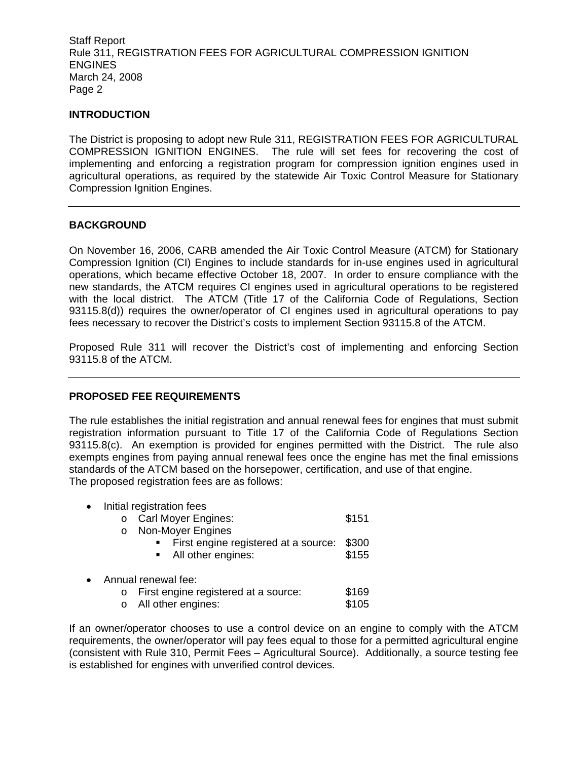## INTRODUCTION

The District is proposing to adopt new Rule 311, REGISTRATION FEES FOR AGRICULTURAL COMPRESSION IGNITION ENGINES. The rule will set fees for recovering the cost of implementing and enforcing a registration program for compression ignition engines used in agricultural operations, as required by the statewide Air Toxic Control Measure for Stationary Compression Ignition Engines.

---

## BACKGROUND

On November 16, 2006, CARB amended the Air Toxic Control Measure (ATCM) for Stationary Compression Ignition (CI) Engines to include standards for in-use engines used in agricultural operations, which became effective October 18, 2007. In order to ensure compliance with the new standards, the ATCM requires CI engines used in agricultural operations to be registered with the local district. The ATCM (Title 17 of the California Code of Regulations, Section 93115.8(d)) requires the owner/operator of CI engines used in agricultural operations to pay fees necessary to recover the District's costs to implement Section 93115.8 of the ATCM.

Proposed Rule 311 will recover the District's cost of implementing and enforcing Section 93115.8 of the ATCM.

---

## PROPOSED FEE REQUIREMENTS

The rule establishes the initial registration and annual renewal fees for engines that must submit registration information pursuant to Title 17 of the California Code of Regulations Section 93115.8(c). An exemption is provided for engines permitted with the District. The rule also exempts engines from paying annual renewal fees once the engine has met the final emissions standards of the ATCM based on the horsepower, certification, and use of that engine.
The proposed registration fees are as follows:

- Initial registration fees
  - Carl Moyer Engines: $151
  - Non-Moyer Engines
    - First engine registered at a source: $300
    - All other engines: $155
- Annual renewal fee:
  - First engine registered at a source: $169
  - All other engines: $105

If an owner/operator chooses to use a control device on an engine to comply with the ATCM requirements, the owner/operator will pay fees equal to those for a permitted agricultural engine (consistent with Rule 310, Permit Fees – Agricultural Source). Additionally, a source testing fee is established for engines with unverified control devices.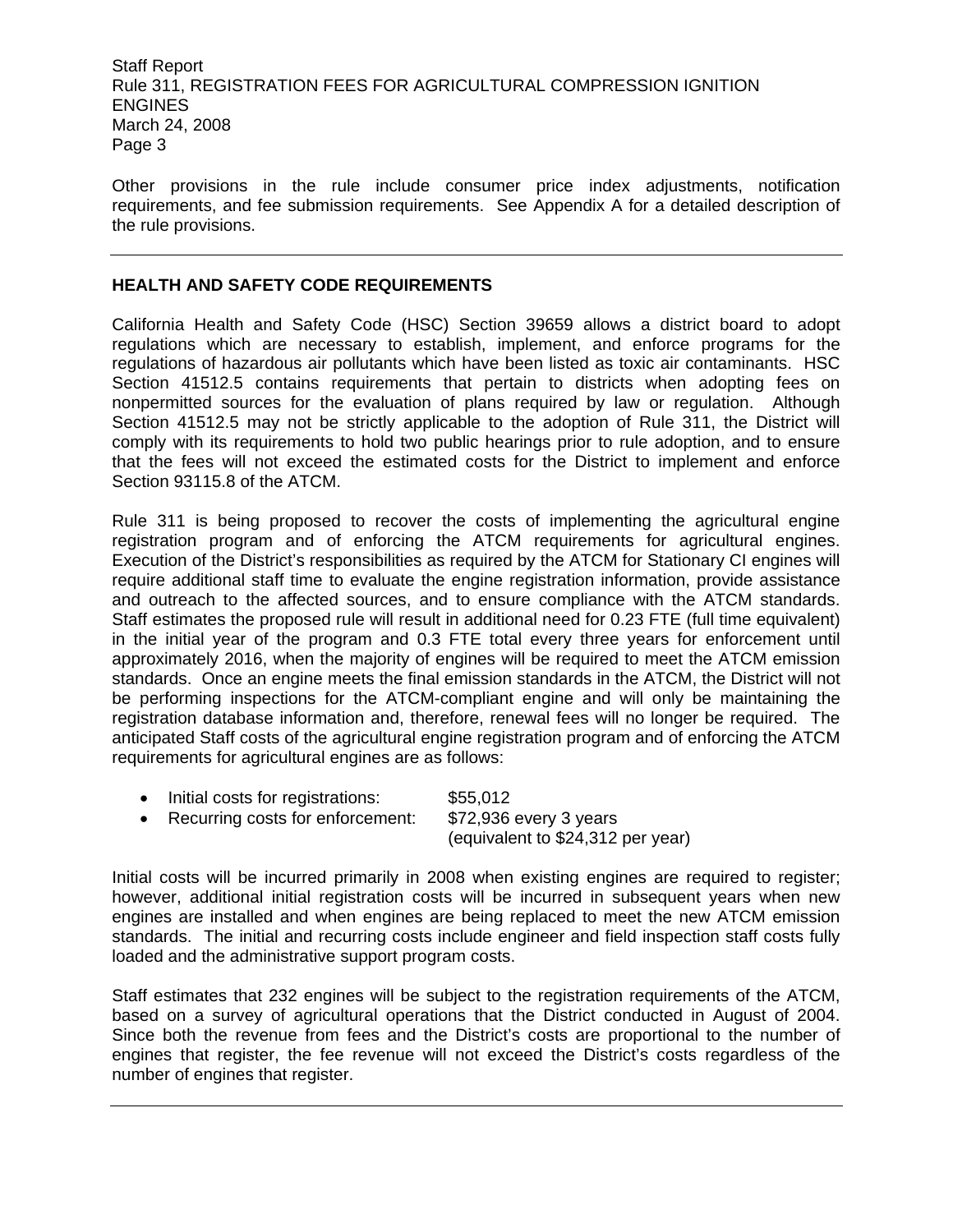Other provisions in the rule include consumer price index adjustments, notification requirements, and fee submission requirements. See Appendix A for a detailed description of the rule provisions.

---

## HEALTH AND SAFETY CODE REQUIREMENTS

California Health and Safety Code (HSC) Section 39659 allows a district board to adopt regulations which are necessary to establish, implement, and enforce programs for the regulations of hazardous air pollutants which have been listed as toxic air contaminants. HSC Section 41512.5 contains requirements that pertain to districts when adopting fees on nonpermitted sources for the evaluation of plans required by law or regulation. Although Section 41512.5 may not be strictly applicable to the adoption of Rule 311, the District will comply with its requirements to hold two public hearings prior to rule adoption, and to ensure that the fees will not exceed the estimated costs for the District to implement and enforce Section 93115.8 of the ATCM.

Rule 311 is being proposed to recover the costs of implementing the agricultural engine registration program and of enforcing the ATCM requirements for agricultural engines. Execution of the District's responsibilities as required by the ATCM for Stationary CI engines will require additional staff time to evaluate the engine registration information, provide assistance and outreach to the affected sources, and to ensure compliance with the ATCM standards. Staff estimates the proposed rule will result in additional need for 0.23 FTE (full time equivalent) in the initial year of the program and 0.3 FTE total every three years for enforcement until approximately 2016, when the majority of engines will be required to meet the ATCM emission standards. Once an engine meets the final emission standards in the ATCM, the District will not be performing inspections for the ATCM-compliant engine and will only be maintaining the registration database information and, therefore, renewal fees will no longer be required. The anticipated Staff costs of the agricultural engine registration program and of enforcing the ATCM requirements for agricultural engines are as follows:

- Initial costs for registrations: $55,012
- Recurring costs for enforcement: $72,936 every 3 years (equivalent to $24,312 per year)

Initial costs will be incurred primarily in 2008 when existing engines are required to register; however, additional initial registration costs will be incurred in subsequent years when new engines are installed and when engines are being replaced to meet the new ATCM emission standards. The initial and recurring costs include engineer and field inspection staff costs fully loaded and the administrative support program costs.

Staff estimates that 232 engines will be subject to the registration requirements of the ATCM, based on a survey of agricultural operations that the District conducted in August of 2004. Since both the revenue from fees and the District's costs are proportional to the number of engines that register, the fee revenue will not exceed the District's costs regardless of the number of engines that register.

---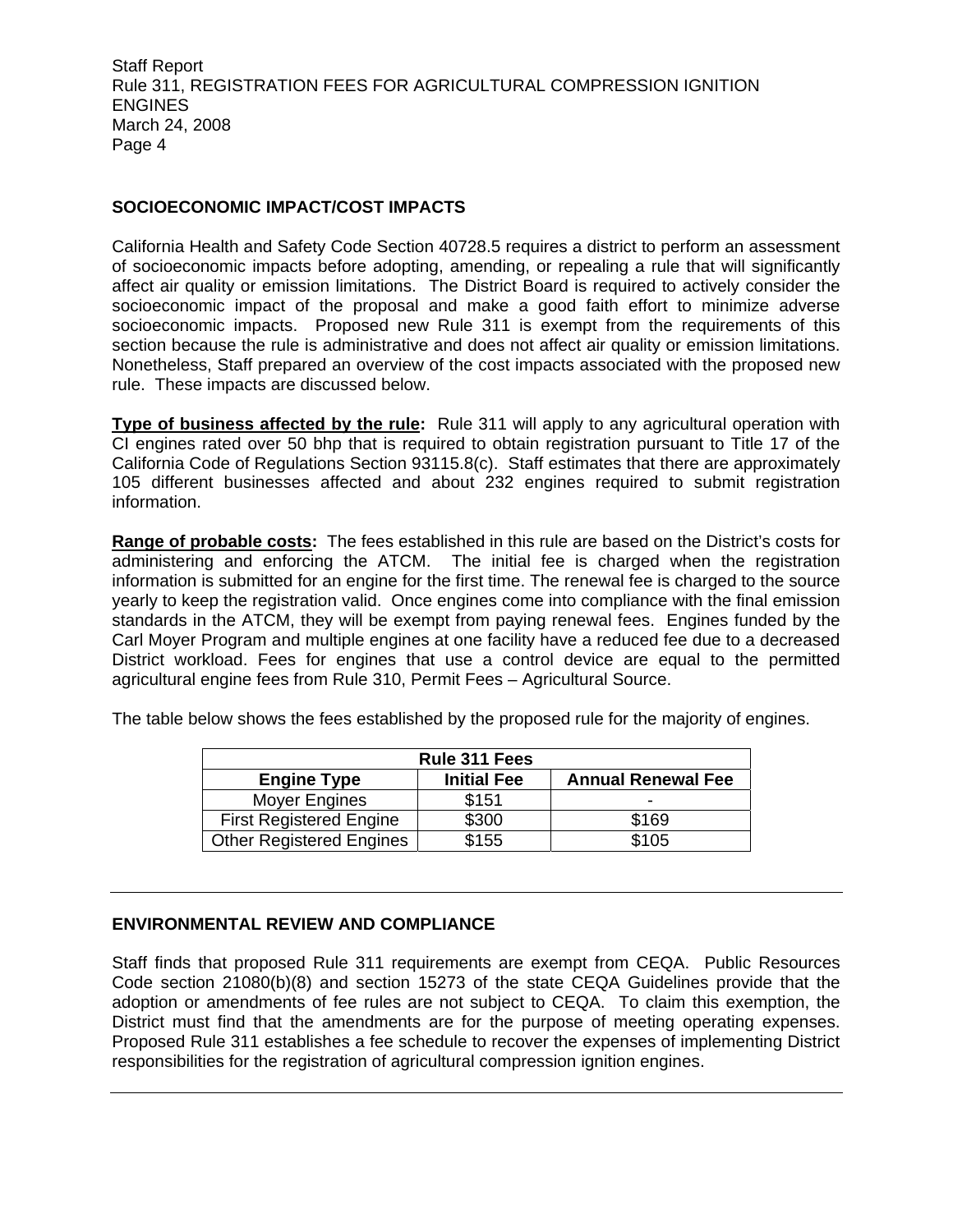## SOCIOECONOMIC IMPACT/COST IMPACTS

California Health and Safety Code Section 40728.5 requires a district to perform an assessment of socioeconomic impacts before adopting, amending, or repealing a rule that will significantly affect air quality or emission limitations. The District Board is required to actively consider the socioeconomic impact of the proposal and make a good faith effort to minimize adverse socioeconomic impacts. Proposed new Rule 311 is exempt from the requirements of this section because the rule is administrative and does not affect air quality or emission limitations. Nonetheless, Staff prepared an overview of the cost impacts associated with the proposed new rule. These impacts are discussed below.

**Type of business affected by the rule:** Rule 311 will apply to any agricultural operation with CI engines rated over 50 bhp that is required to obtain registration pursuant to Title 17 of the California Code of Regulations Section 93115.8(c). Staff estimates that there are approximately 105 different businesses affected and about 232 engines required to submit registration information.

**Range of probable costs:** The fees established in this rule are based on the District's costs for administering and enforcing the ATCM. The initial fee is charged when the registration information is submitted for an engine for the first time. The renewal fee is charged to the source yearly to keep the registration valid. Once engines come into compliance with the final emission standards in the ATCM, they will be exempt from paying renewal fees. Engines funded by the Carl Moyer Program and multiple engines at one facility have a reduced fee due to a decreased District workload. Fees for engines that use a control device are equal to the permitted agricultural engine fees from Rule 310, Permit Fees – Agricultural Source.

The table below shows the fees established by the proposed rule for the majority of engines.

| Rule 311 Fees | | |
|---|---|---|
| **Engine Type** | **Initial Fee** | **Annual Renewal Fee** |
| Moyer Engines | $151 | - |
| First Registered Engine | $300 | $169 |
| Other Registered Engines | $155 | $105 |

## ENVIRONMENTAL REVIEW AND COMPLIANCE

Staff finds that proposed Rule 311 requirements are exempt from CEQA. Public Resources Code section 21080(b)(8) and section 15273 of the state CEQA Guidelines provide that the adoption or amendments of fee rules are not subject to CEQA. To claim this exemption, the District must find that the amendments are for the purpose of meeting operating expenses. Proposed Rule 311 establishes a fee schedule to recover the expenses of implementing District responsibilities for the registration of agricultural compression ignition engines.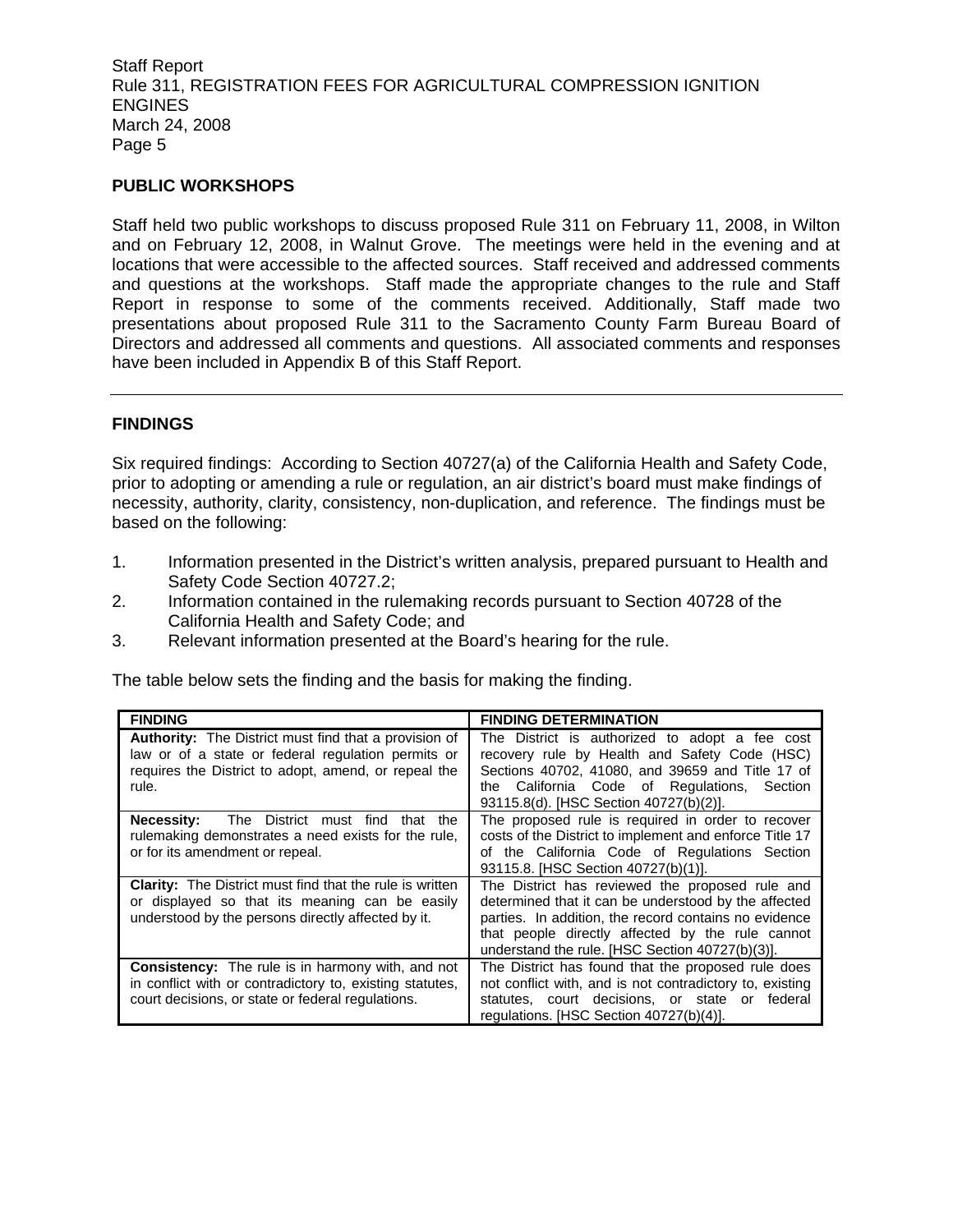## PUBLIC WORKSHOPS

Staff held two public workshops to discuss proposed Rule 311 on February 11, 2008, in Wilton and on February 12, 2008, in Walnut Grove. The meetings were held in the evening and at locations that were accessible to the affected sources. Staff received and addressed comments and questions at the workshops. Staff made the appropriate changes to the rule and Staff Report in response to some of the comments received. Additionally, Staff made two presentations about proposed Rule 311 to the Sacramento County Farm Bureau Board of Directors and addressed all comments and questions. All associated comments and responses have been included in Appendix B of this Staff Report.

---

## FINDINGS

Six required findings: According to Section 40727(a) of the California Health and Safety Code, prior to adopting or amending a rule or regulation, an air district's board must make findings of necessity, authority, clarity, consistency, non-duplication, and reference. The findings must be based on the following:

1. Information presented in the District's written analysis, prepared pursuant to Health and Safety Code Section 40727.2;
2. Information contained in the rulemaking records pursuant to Section 40728 of the California Health and Safety Code; and
3. Relevant information presented at the Board's hearing for the rule.

The table below sets the finding and the basis for making the finding.

| FINDING | FINDING DETERMINATION |
|---|---|
| **Authority:** The District must find that a provision of law or of a state or federal regulation permits or requires the District to adopt, amend, or repeal the rule. | The District is authorized to adopt a fee cost recovery rule by Health and Safety Code (HSC) Sections 40702, 41080, and 39659 and Title 17 of the California Code of Regulations, Section 93115.8(d). [HSC Section 40727(b)(2)]. |
| **Necessity:** The District must find that the rulemaking demonstrates a need exists for the rule, or for its amendment or repeal. | The proposed rule is required in order to recover costs of the District to implement and enforce Title 17 of the California Code of Regulations Section 93115.8. [HSC Section 40727(b)(1)]. |
| **Clarity:** The District must find that the rule is written or displayed so that its meaning can be easily understood by the persons directly affected by it. | The District has reviewed the proposed rule and determined that it can be understood by the affected parties. In addition, the record contains no evidence that people directly affected by the rule cannot understand the rule. [HSC Section 40727(b)(3)]. |
| **Consistency:** The rule is in harmony with, and not in conflict with or contradictory to, existing statutes, court decisions, or state or federal regulations. | The District has found that the proposed rule does not conflict with, and is not contradictory to, existing statutes, court decisions, or state or federal regulations. [HSC Section 40727(b)(4)]. |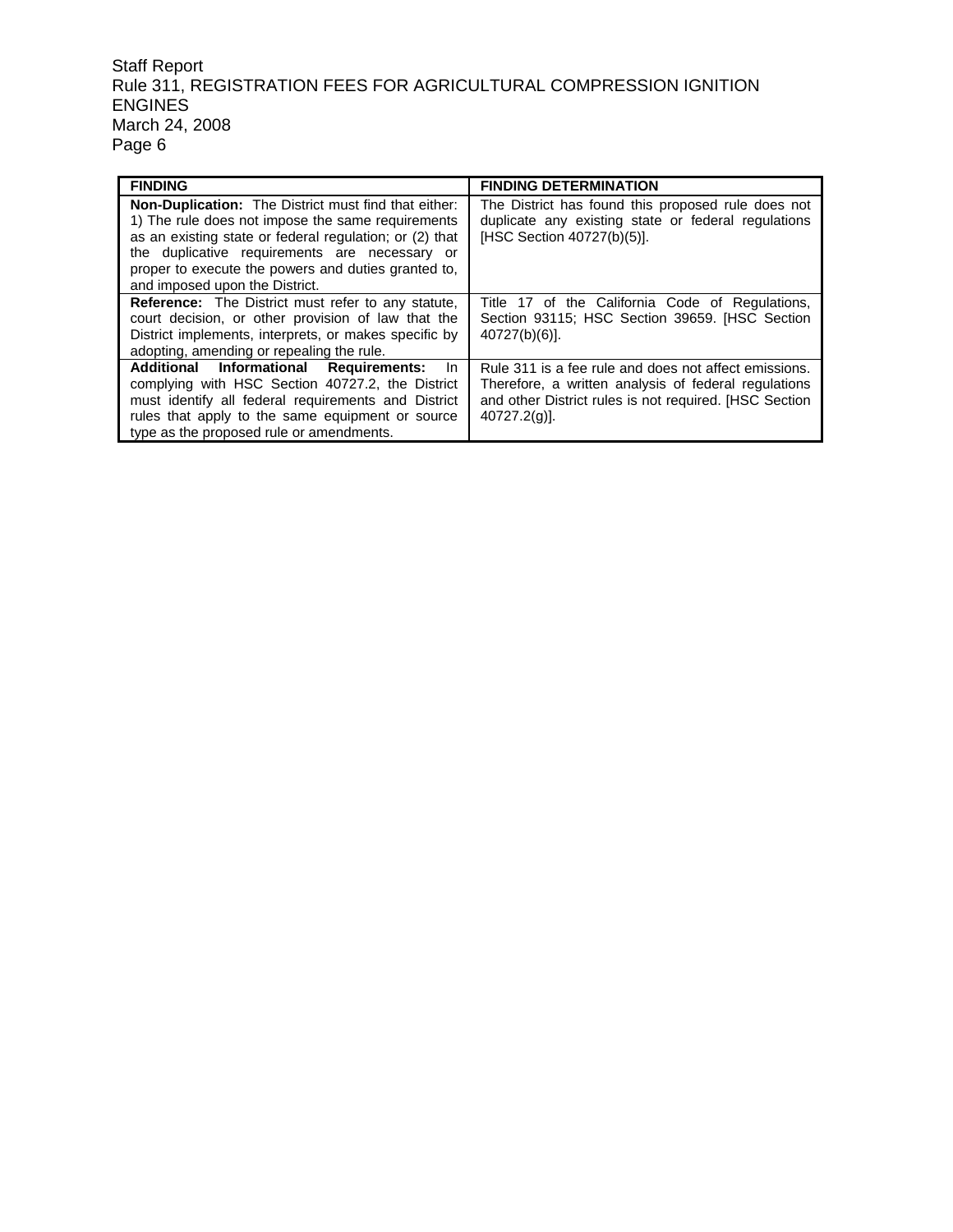| FINDING | FINDING DETERMINATION |
| --- | --- |
| **Non-Duplication:** The District must find that either: 1) The rule does not impose the same requirements as an existing state or federal regulation; or (2) that the duplicative requirements are necessary or proper to execute the powers and duties granted to, and imposed upon the District. | The District has found this proposed rule does not duplicate any existing state or federal regulations [HSC Section 40727(b)(5)]. |
| **Reference:** The District must refer to any statute, court decision, or other provision of law that the District implements, interprets, or makes specific by adopting, amending or repealing the rule. | Title 17 of the California Code of Regulations, Section 93115; HSC Section 39659. [HSC Section 40727(b)(6)]. |
| **Additional Informational Requirements:** In complying with HSC Section 40727.2, the District must identify all federal requirements and District rules that apply to the same equipment or source type as the proposed rule or amendments. | Rule 311 is a fee rule and does not affect emissions. Therefore, a written analysis of federal regulations and other District rules is not required. [HSC Section 40727.2(g)]. |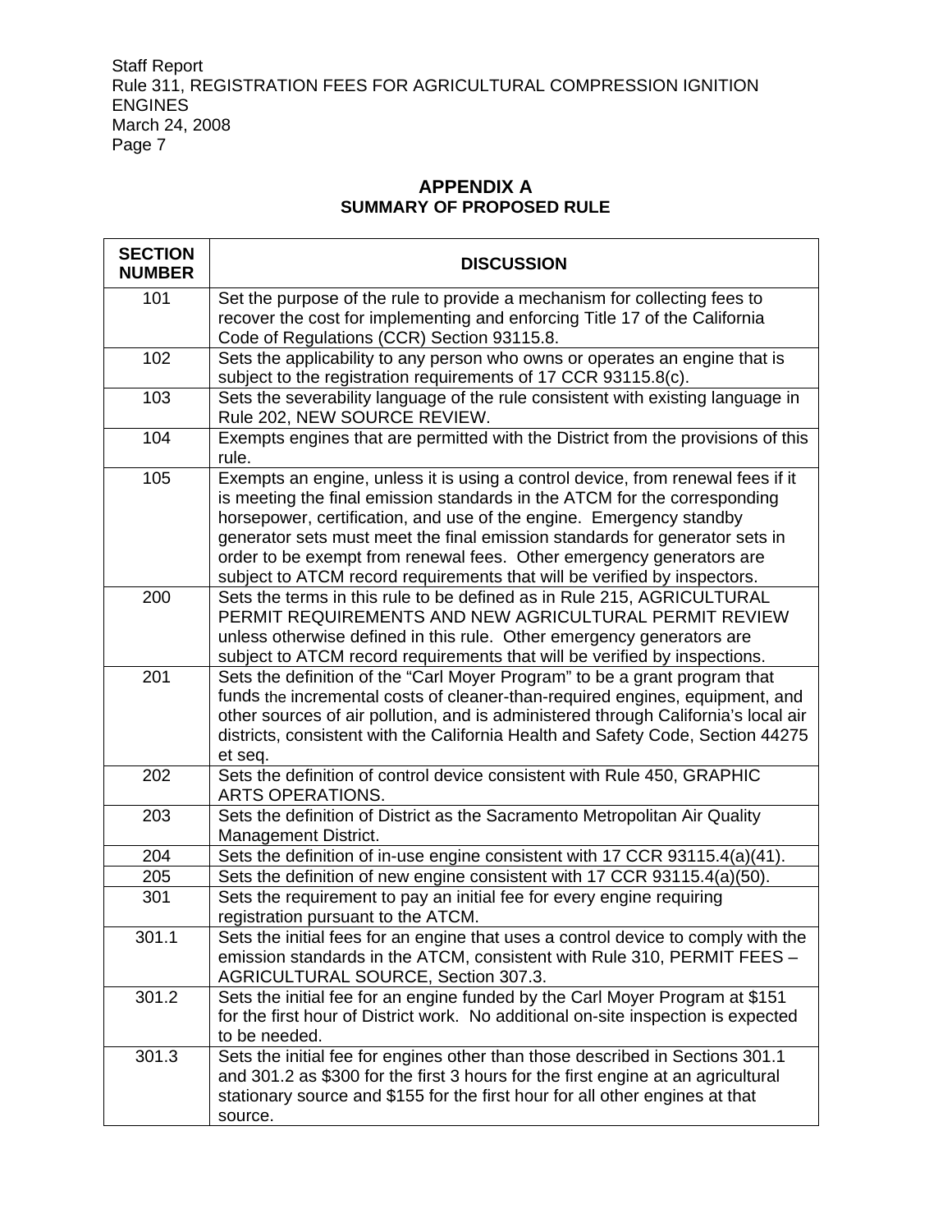## APPENDIX A
### SUMMARY OF PROPOSED RULE

| SECTION NUMBER | DISCUSSION |
|---|---|
| 101 | Set the purpose of the rule to provide a mechanism for collecting fees to recover the cost for implementing and enforcing Title 17 of the California Code of Regulations (CCR) Section 93115.8. |
| 102 | Sets the applicability to any person who owns or operates an engine that is subject to the registration requirements of 17 CCR 93115.8(c). |
| 103 | Sets the severability language of the rule consistent with existing language in Rule 202, NEW SOURCE REVIEW. |
| 104 | Exempts engines that are permitted with the District from the provisions of this rule. |
| 105 | Exempts an engine, unless it is using a control device, from renewal fees if it is meeting the final emission standards in the ATCM for the corresponding horsepower, certification, and use of the engine. Emergency standby generator sets must meet the final emission standards for generator sets in order to be exempt from renewal fees. Other emergency generators are subject to ATCM record requirements that will be verified by inspectors. |
| 200 | Sets the terms in this rule to be defined as in Rule 215, AGRICULTURAL PERMIT REQUIREMENTS AND NEW AGRICULTURAL PERMIT REVIEW unless otherwise defined in this rule. Other emergency generators are subject to ATCM record requirements that will be verified by inspections. |
| 201 | Sets the definition of the "Carl Moyer Program" to be a grant program that funds the incremental costs of cleaner-than-required engines, equipment, and other sources of air pollution, and is administered through California's local air districts, consistent with the California Health and Safety Code, Section 44275 et seq. |
| 202 | Sets the definition of control device consistent with Rule 450, GRAPHIC ARTS OPERATIONS. |
| 203 | Sets the definition of District as the Sacramento Metropolitan Air Quality Management District. |
| 204 | Sets the definition of in-use engine consistent with 17 CCR 93115.4(a)(41). |
| 205 | Sets the definition of new engine consistent with 17 CCR 93115.4(a)(50). |
| 301 | Sets the requirement to pay an initial fee for every engine requiring registration pursuant to the ATCM. |
| 301.1 | Sets the initial fees for an engine that uses a control device to comply with the emission standards in the ATCM, consistent with Rule 310, PERMIT FEES – AGRICULTURAL SOURCE, Section 307.3. |
| 301.2 | Sets the initial fee for an engine funded by the Carl Moyer Program at $151 for the first hour of District work. No additional on-site inspection is expected to be needed. |
| 301.3 | Sets the initial fee for engines other than those described in Sections 301.1 and 301.2 as $300 for the first 3 hours for the first engine at an agricultural stationary source and $155 for the first hour for all other engines at that source. |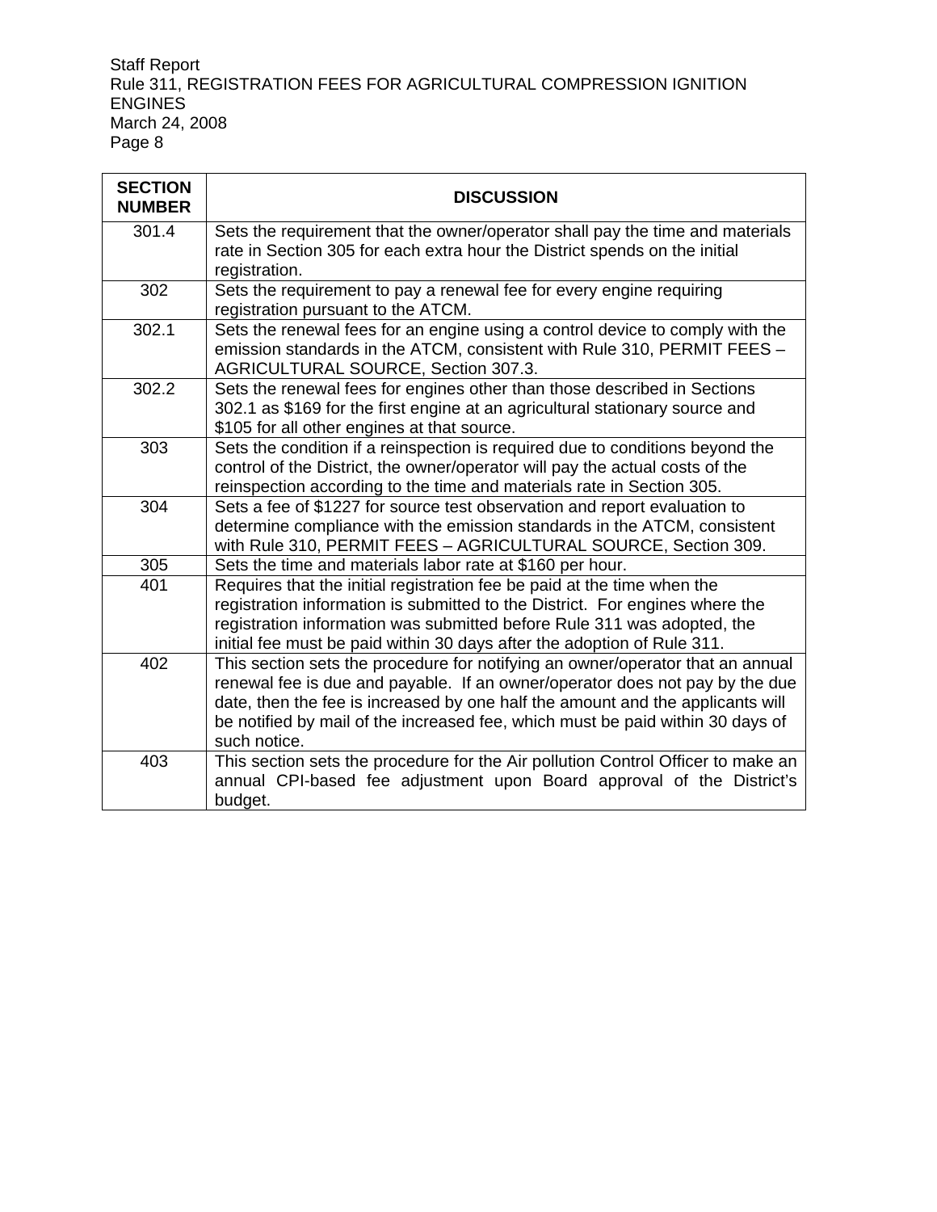| SECTION NUMBER | DISCUSSION |
|---|---|
| 301.4 | Sets the requirement that the owner/operator shall pay the time and materials rate in Section 305 for each extra hour the District spends on the initial registration. |
| 302 | Sets the requirement to pay a renewal fee for every engine requiring registration pursuant to the ATCM. |
| 302.1 | Sets the renewal fees for an engine using a control device to comply with the emission standards in the ATCM, consistent with Rule 310, PERMIT FEES – AGRICULTURAL SOURCE, Section 307.3. |
| 302.2 | Sets the renewal fees for engines other than those described in Sections 302.1 as $169 for the first engine at an agricultural stationary source and $105 for all other engines at that source. |
| 303 | Sets the condition if a reinspection is required due to conditions beyond the control of the District, the owner/operator will pay the actual costs of the reinspection according to the time and materials rate in Section 305. |
| 304 | Sets a fee of $1227 for source test observation and report evaluation to determine compliance with the emission standards in the ATCM, consistent with Rule 310, PERMIT FEES – AGRICULTURAL SOURCE, Section 309. |
| 305 | Sets the time and materials labor rate at $160 per hour. |
| 401 | Requires that the initial registration fee be paid at the time when the registration information is submitted to the District. For engines where the registration information was submitted before Rule 311 was adopted, the initial fee must be paid within 30 days after the adoption of Rule 311. |
| 402 | This section sets the procedure for notifying an owner/operator that an annual renewal fee is due and payable. If an owner/operator does not pay by the due date, then the fee is increased by one half the amount and the applicants will be notified by mail of the increased fee, which must be paid within 30 days of such notice. |
| 403 | This section sets the procedure for the Air pollution Control Officer to make an annual CPI-based fee adjustment upon Board approval of the District's budget. |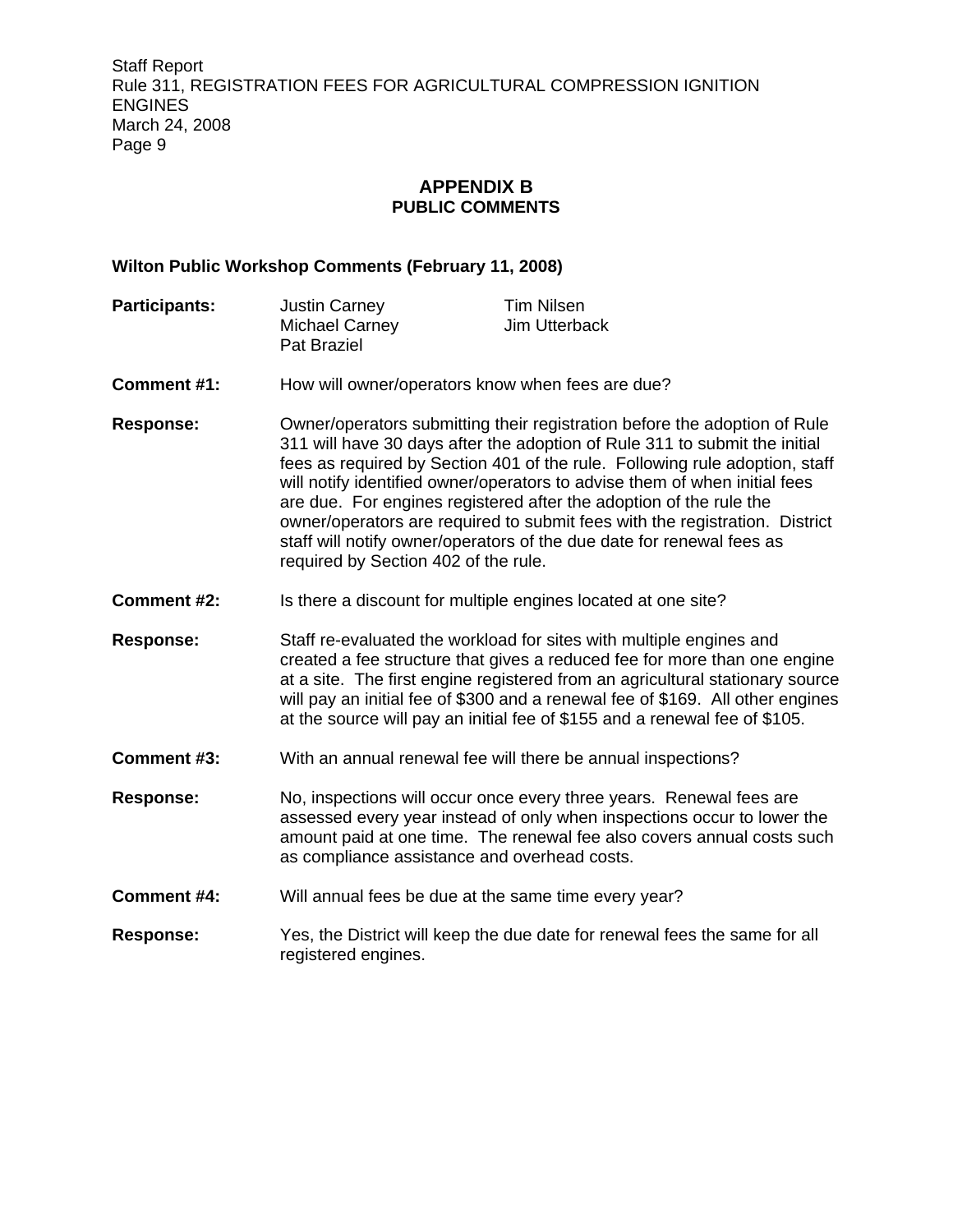# APPENDIX B
## PUBLIC COMMENTS

**Wilton Public Workshop Comments (February 11, 2008)**

**Participants:** Justin Carney, Michael Carney, Pat Braziel, Tim Nilsen, Jim Utterback

**Comment #1:** How will owner/operators know when fees are due?

**Response:** Owner/operators submitting their registration before the adoption of Rule 311 will have 30 days after the adoption of Rule 311 to submit the initial fees as required by Section 401 of the rule. Following rule adoption, staff will notify identified owner/operators to advise them of when initial fees are due. For engines registered after the adoption of the rule the owner/operators are required to submit fees with the registration. District staff will notify owner/operators of the due date for renewal fees as required by Section 402 of the rule.

**Comment #2:** Is there a discount for multiple engines located at one site?

**Response:** Staff re-evaluated the workload for sites with multiple engines and created a fee structure that gives a reduced fee for more than one engine at a site. The first engine registered from an agricultural stationary source will pay an initial fee of $300 and a renewal fee of $169. All other engines at the source will pay an initial fee of $155 and a renewal fee of $105.

**Comment #3:** With an annual renewal fee will there be annual inspections?

**Response:** No, inspections will occur once every three years. Renewal fees are assessed every year instead of only when inspections occur to lower the amount paid at one time. The renewal fee also covers annual costs such as compliance assistance and overhead costs.

**Comment #4:** Will annual fees be due at the same time every year?

**Response:** Yes, the District will keep the due date for renewal fees the same for all registered engines.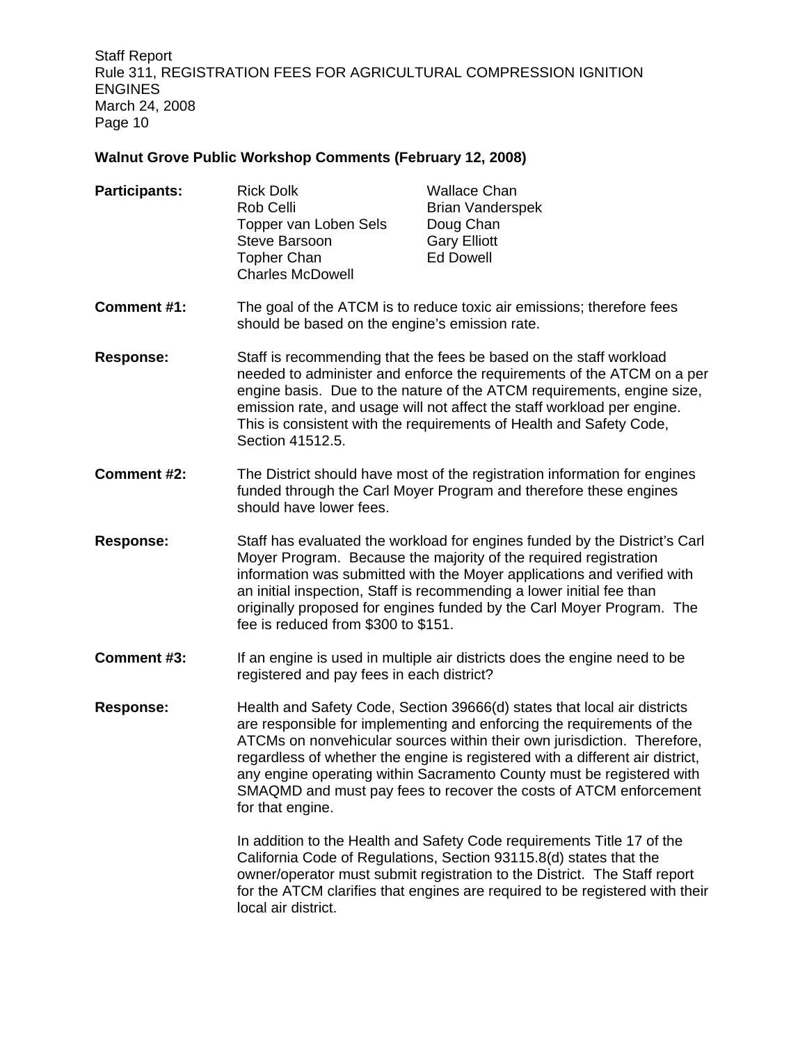**Walnut Grove Public Workshop Comments (February 12, 2008)**

**Participants:**

| | |
|---|---|
| Rick Dolk | Wallace Chan |
| Rob Celli | Brian Vanderspek |
| Topper van Loben Sels | Doug Chan |
| Steve Barsoon | Gary Elliott |
| Topher Chan | Ed Dowell |
| Charles McDowell | |

**Comment #1:** The goal of the ATCM is to reduce toxic air emissions; therefore fees should be based on the engine's emission rate.

**Response:** Staff is recommending that the fees be based on the staff workload needed to administer and enforce the requirements of the ATCM on a per engine basis. Due to the nature of the ATCM requirements, engine size, emission rate, and usage will not affect the staff workload per engine. This is consistent with the requirements of Health and Safety Code, Section 41512.5.

**Comment #2:** The District should have most of the registration information for engines funded through the Carl Moyer Program and therefore these engines should have lower fees.

**Response:** Staff has evaluated the workload for engines funded by the District's Carl Moyer Program. Because the majority of the required registration information was submitted with the Moyer applications and verified with an initial inspection, Staff is recommending a lower initial fee than originally proposed for engines funded by the Carl Moyer Program. The fee is reduced from $300 to $151.

**Comment #3:** If an engine is used in multiple air districts does the engine need to be registered and pay fees in each district?

**Response:** Health and Safety Code, Section 39666(d) states that local air districts are responsible for implementing and enforcing the requirements of the ATCMs on nonvehicular sources within their own jurisdiction. Therefore, regardless of whether the engine is registered with a different air district, any engine operating within Sacramento County must be registered with SMAQMD and must pay fees to recover the costs of ATCM enforcement for that engine.

In addition to the Health and Safety Code requirements Title 17 of the California Code of Regulations, Section 93115.8(d) states that the owner/operator must submit registration to the District. The Staff report for the ATCM clarifies that engines are required to be registered with their local air district.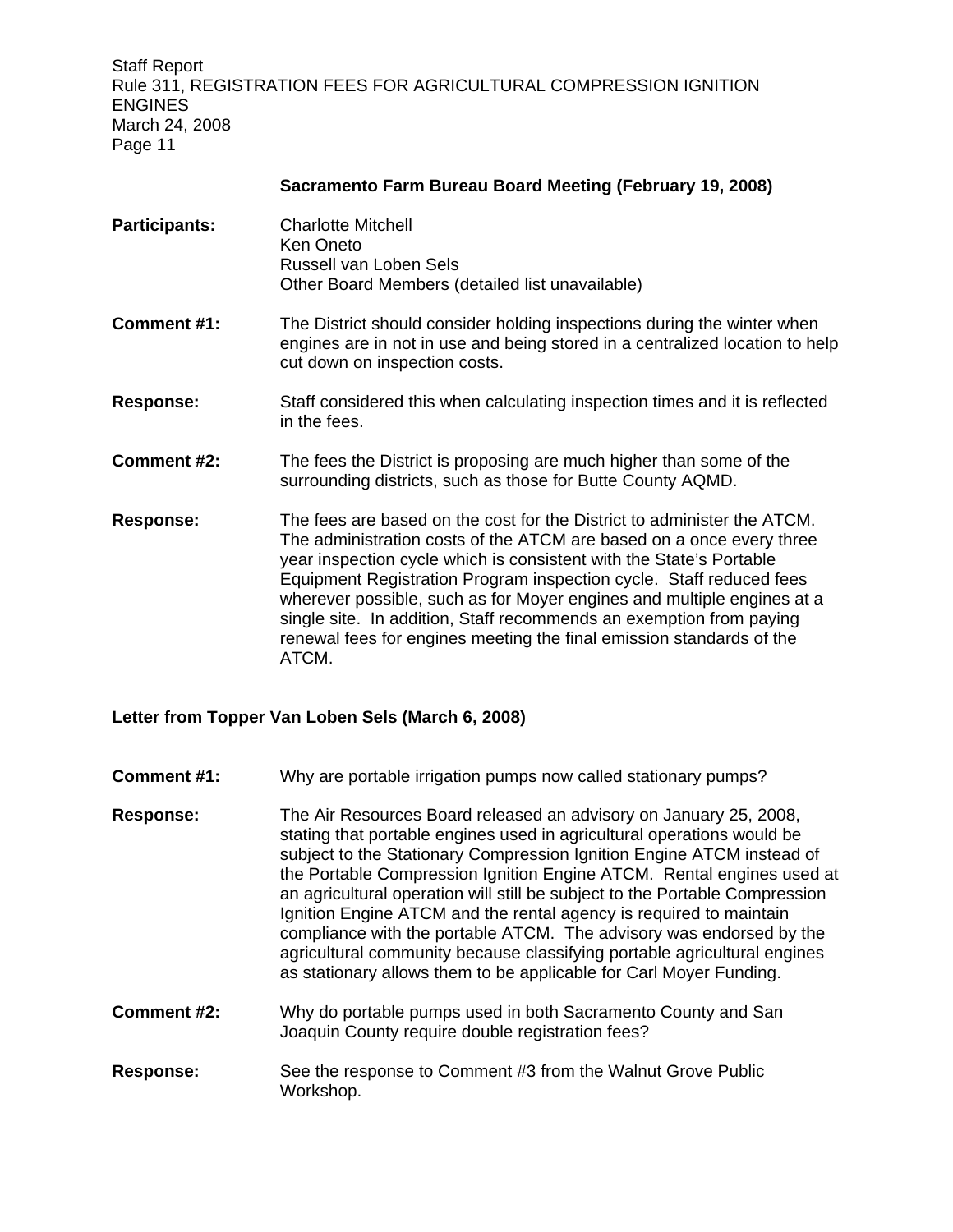**Sacramento Farm Bureau Board Meeting (February 19, 2008)**

**Participants:** Charlotte Mitchell
Ken Oneto
Russell van Loben Sels
Other Board Members (detailed list unavailable)

**Comment #1:** The District should consider holding inspections during the winter when engines are in not in use and being stored in a centralized location to help cut down on inspection costs.

**Response:** Staff considered this when calculating inspection times and it is reflected in the fees.

**Comment #2:** The fees the District is proposing are much higher than some of the surrounding districts, such as those for Butte County AQMD.

**Response:** The fees are based on the cost for the District to administer the ATCM. The administration costs of the ATCM are based on a once every three year inspection cycle which is consistent with the State's Portable Equipment Registration Program inspection cycle. Staff reduced fees wherever possible, such as for Moyer engines and multiple engines at a single site. In addition, Staff recommends an exemption from paying renewal fees for engines meeting the final emission standards of the ATCM.

**Letter from Topper Van Loben Sels (March 6, 2008)**

**Comment #1:** Why are portable irrigation pumps now called stationary pumps?

**Response:** The Air Resources Board released an advisory on January 25, 2008, stating that portable engines used in agricultural operations would be subject to the Stationary Compression Ignition Engine ATCM instead of the Portable Compression Ignition Engine ATCM. Rental engines used at an agricultural operation will still be subject to the Portable Compression Ignition Engine ATCM and the rental agency is required to maintain compliance with the portable ATCM. The advisory was endorsed by the agricultural community because classifying portable agricultural engines as stationary allows them to be applicable for Carl Moyer Funding.

**Comment #2:** Why do portable pumps used in both Sacramento County and San Joaquin County require double registration fees?

**Response:** See the response to Comment #3 from the Walnut Grove Public Workshop.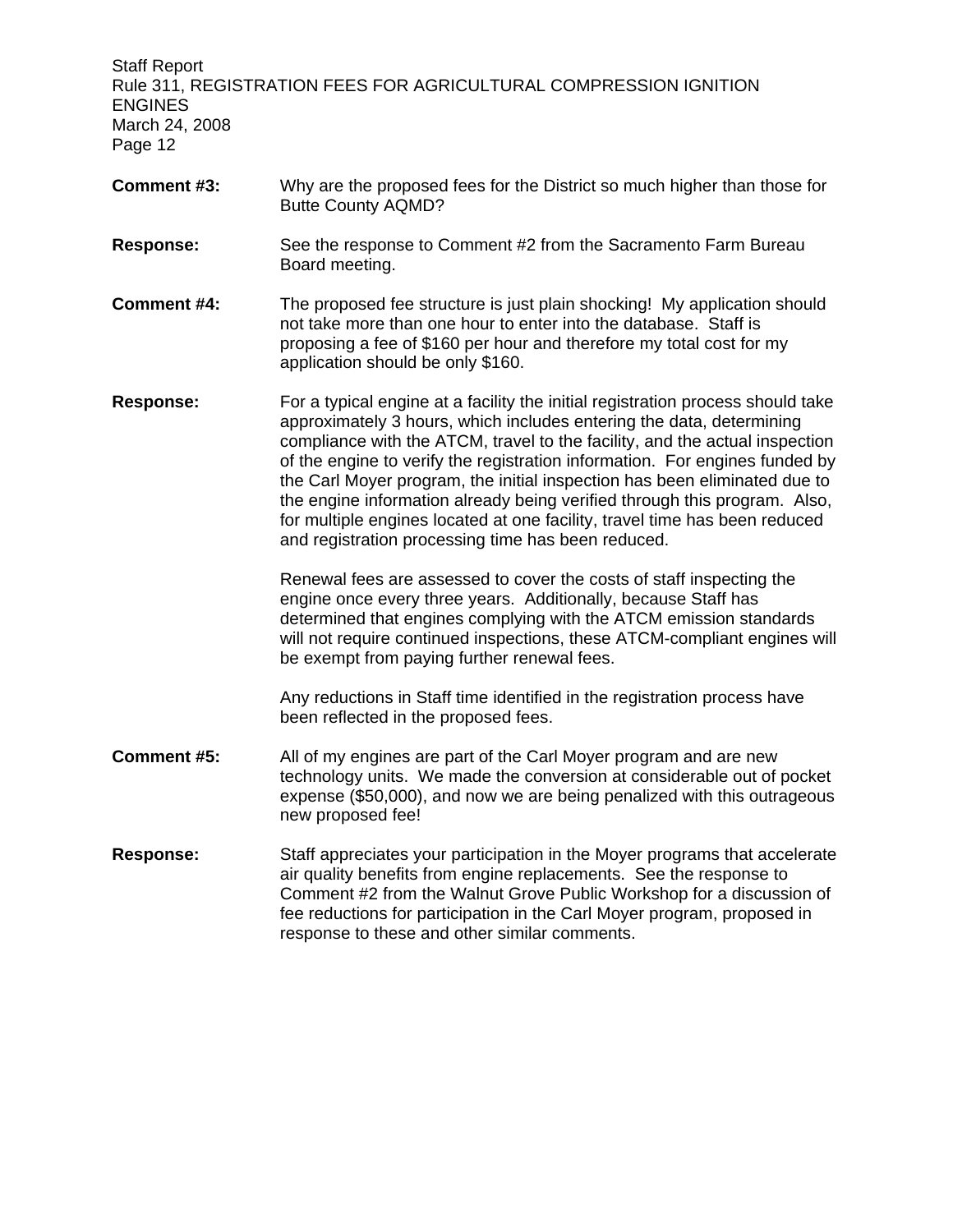**Comment #3:** Why are the proposed fees for the District so much higher than those for Butte County AQMD?

**Response:** See the response to Comment #2 from the Sacramento Farm Bureau Board meeting.

**Comment #4:** The proposed fee structure is just plain shocking! My application should not take more than one hour to enter into the database. Staff is proposing a fee of $160 per hour and therefore my total cost for my application should be only $160.

**Response:** For a typical engine at a facility the initial registration process should take approximately 3 hours, which includes entering the data, determining compliance with the ATCM, travel to the facility, and the actual inspection of the engine to verify the registration information. For engines funded by the Carl Moyer program, the initial inspection has been eliminated due to the engine information already being verified through this program. Also, for multiple engines located at one facility, travel time has been reduced and registration processing time has been reduced.

Renewal fees are assessed to cover the costs of staff inspecting the engine once every three years. Additionally, because Staff has determined that engines complying with the ATCM emission standards will not require continued inspections, these ATCM-compliant engines will be exempt from paying further renewal fees.

Any reductions in Staff time identified in the registration process have been reflected in the proposed fees.

**Comment #5:** All of my engines are part of the Carl Moyer program and are new technology units. We made the conversion at considerable out of pocket expense ($50,000), and now we are being penalized with this outrageous new proposed fee!

**Response:** Staff appreciates your participation in the Moyer programs that accelerate air quality benefits from engine replacements. See the response to Comment #2 from the Walnut Grove Public Workshop for a discussion of fee reductions for participation in the Carl Moyer program, proposed in response to these and other similar comments.